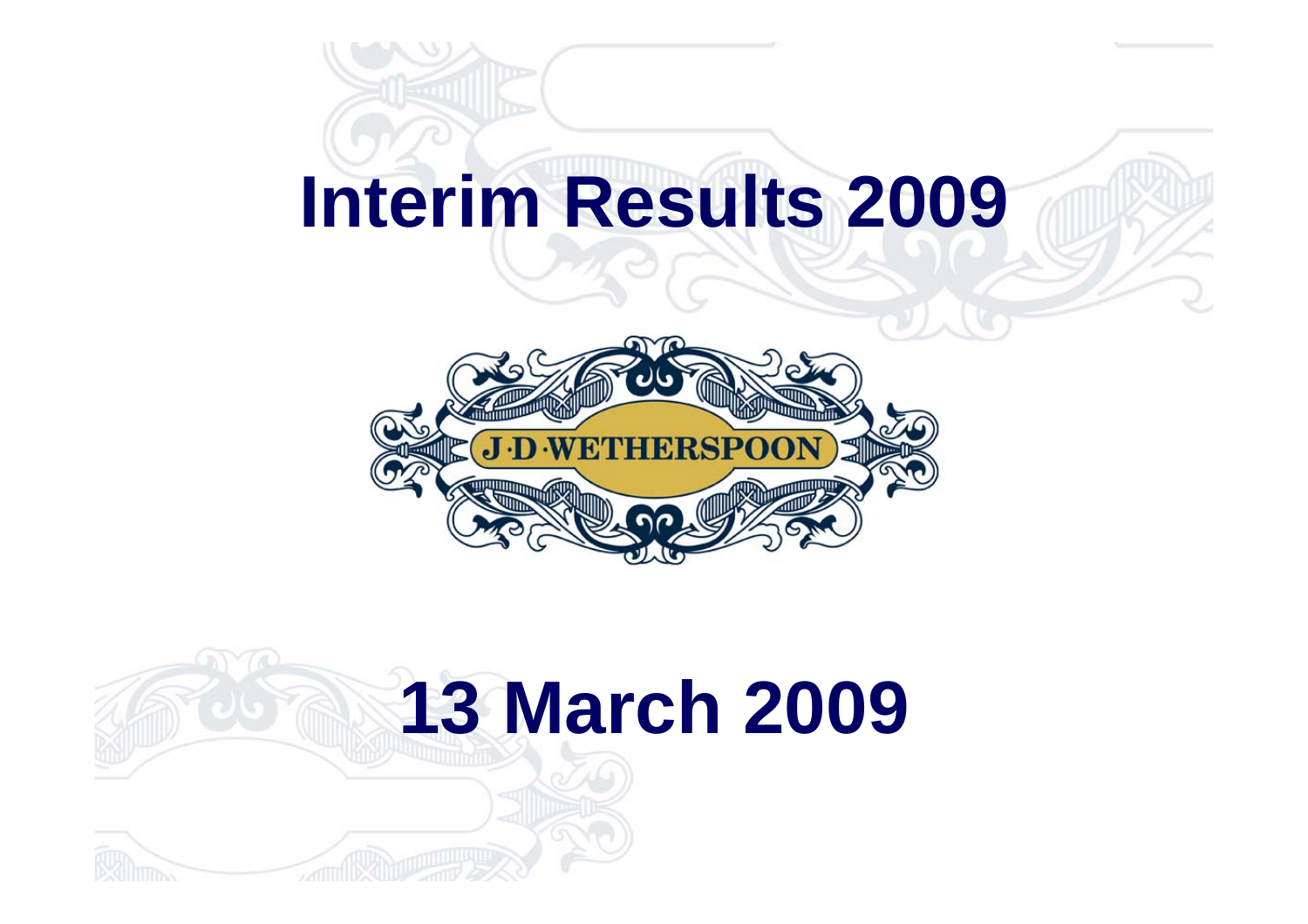# Interim Results 2009

J·D·WETHERSPOON

## 13 March 2009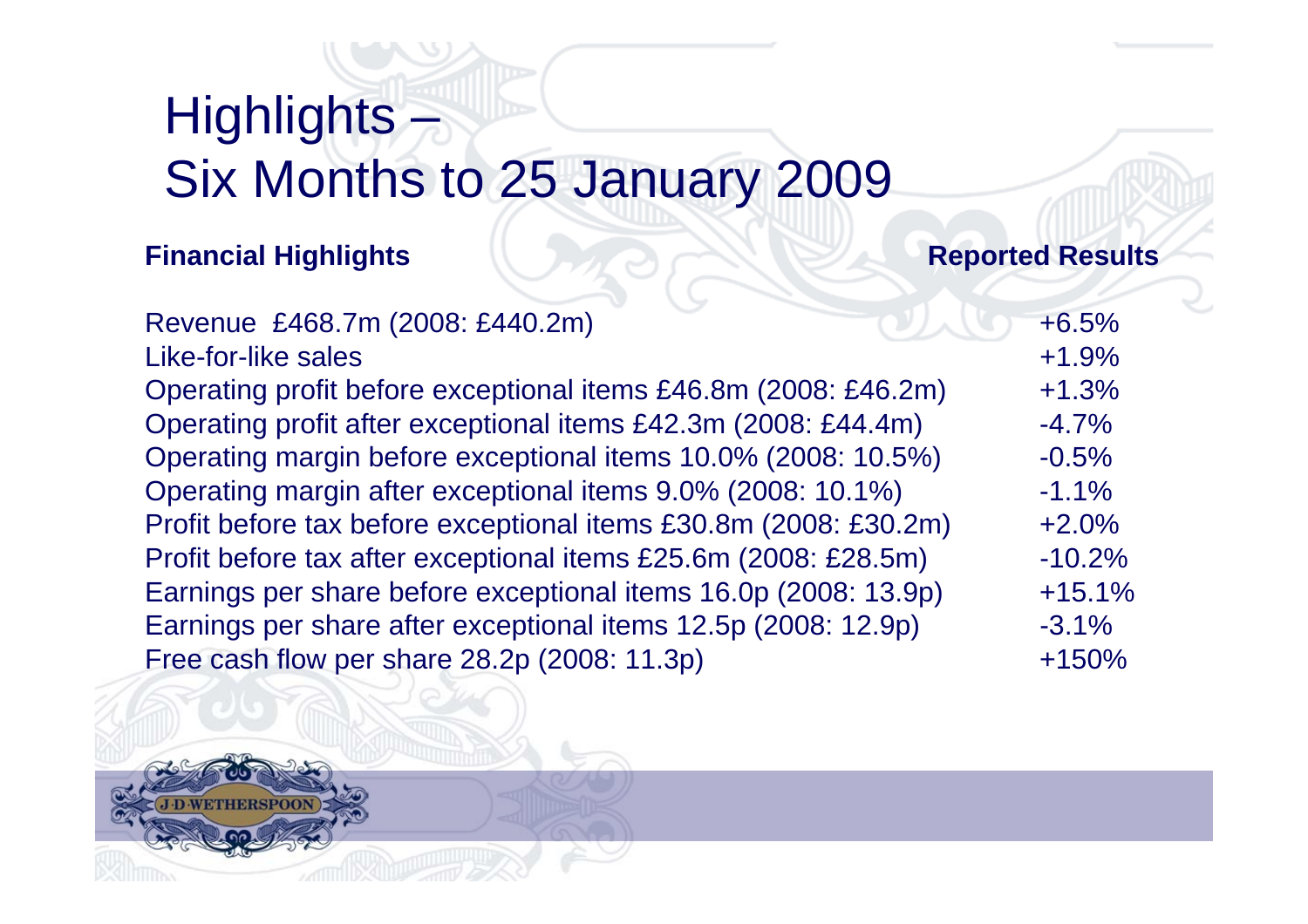# Highlights – Six Months to 25 January 2009

| **Financial Highlights** | **Reported Results** |
|---|---|
| Revenue £468.7m (2008: £440.2m) | +6.5% |
| Like-for-like sales | +1.9% |
| Operating profit before exceptional items £46.8m (2008: £46.2m) | +1.3% |
| Operating profit after exceptional items £42.3m (2008: £44.4m) | -4.7% |
| Operating margin before exceptional items 10.0% (2008: 10.5%) | -0.5% |
| Operating margin after exceptional items 9.0% (2008: 10.1%) | -1.1% |
| Profit before tax before exceptional items £30.8m (2008: £30.2m) | +2.0% |
| Profit before tax after exceptional items £25.6m (2008: £28.5m) | -10.2% |
| Earnings per share before exceptional items 16.0p (2008: 13.9p) | +15.1% |
| Earnings per share after exceptional items 12.5p (2008: 12.9p) | -3.1% |
| Free cash flow per share 28.2p (2008: 11.3p) | +150% |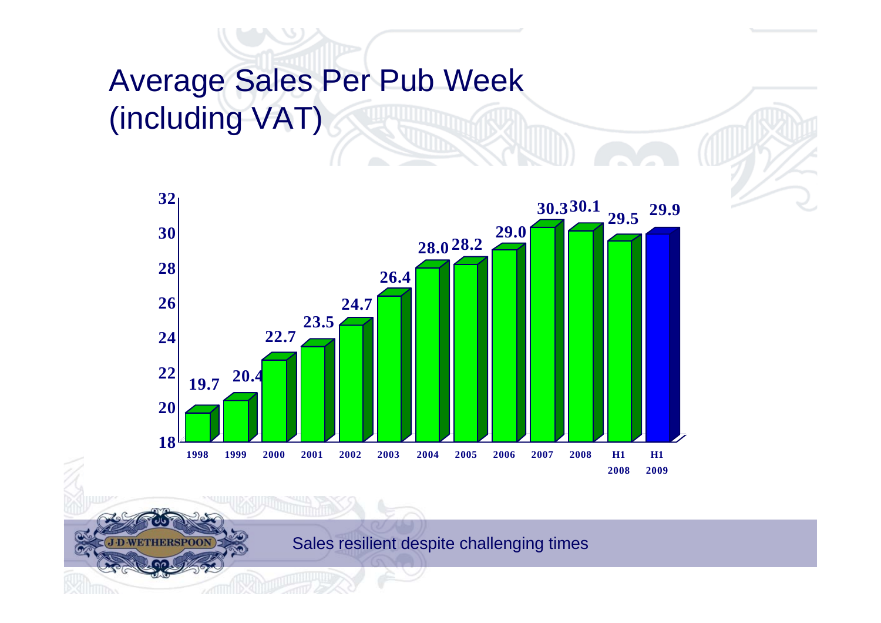# Average Sales Per Pub Week (including VAT)

| Period | Average Sales Per Pub Week |
| --- | --- |
| 1998 | 19.7 |
| 1999 | 20.4 |
| 2000 | 22.7 |
| 2001 | 23.5 |
| 2002 | 24.7 |
| 2003 | 26.4 |
| 2004 | 28.0 |
| 2005 | 28.2 |
| 2006 | 29.0 |
| 2007 | 30.3 |
| 2008 | 30.1 |
| H1 2008 | 29.5 |
| H1 2009 | 29.9 |

Sales resilient despite challenging times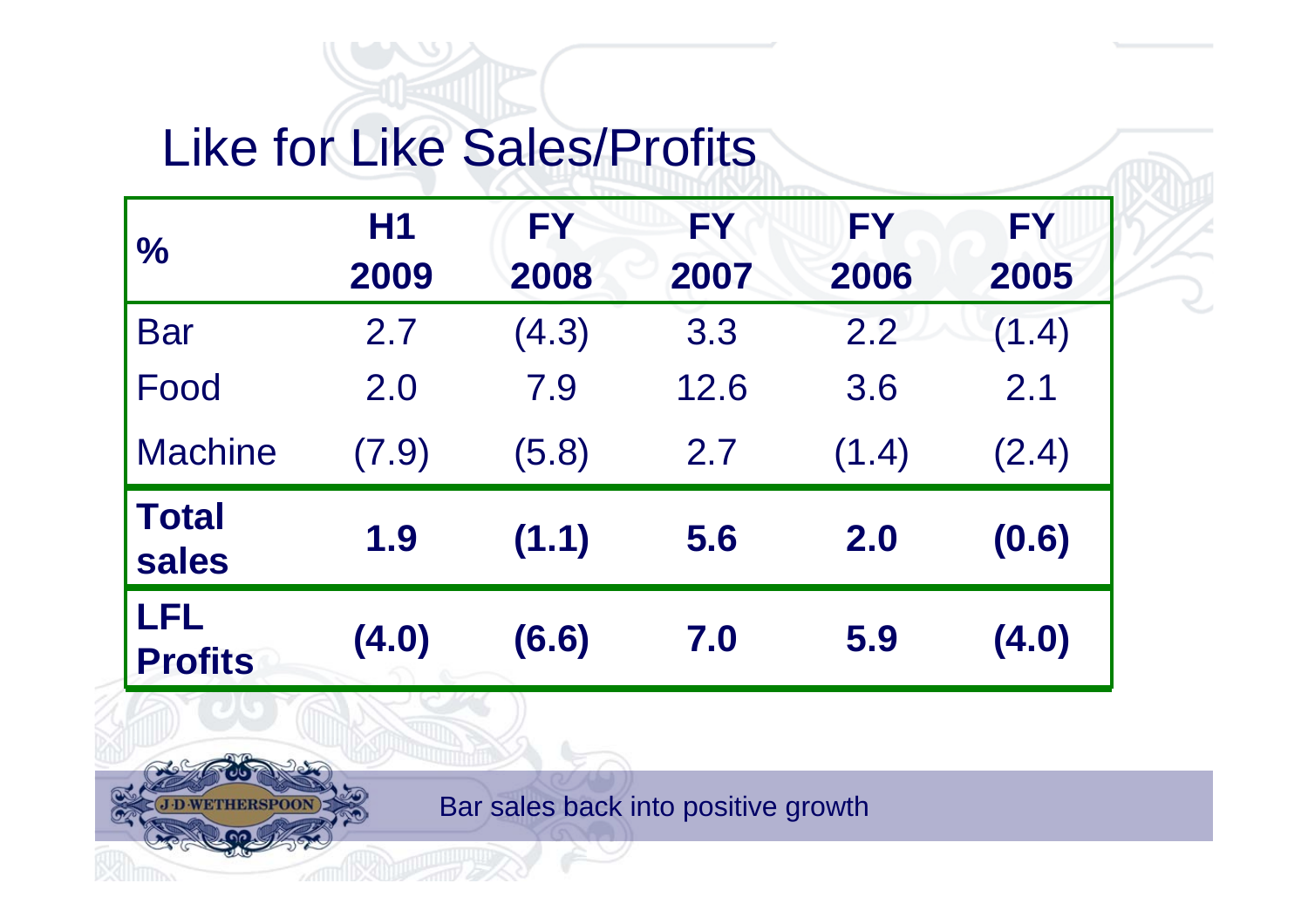# Like for Like Sales/Profits

| % | H1 2009 | FY 2008 | FY 2007 | FY 2006 | FY 2005 |
|---|---|---|---|---|---|
| Bar | 2.7 | (4.3) | 3.3 | 2.2 | (1.4) |
| Food | 2.0 | 7.9 | 12.6 | 3.6 | 2.1 |
| Machine | (7.9) | (5.8) | 2.7 | (1.4) | (2.4) |
| **Total sales** | **1.9** | **(1.1)** | **5.6** | **2.0** | **(0.6)** |
| **LFL Profits** | **(4.0)** | **(6.6)** | **7.0** | **5.9** | **(4.0)** |

Bar sales back into positive growth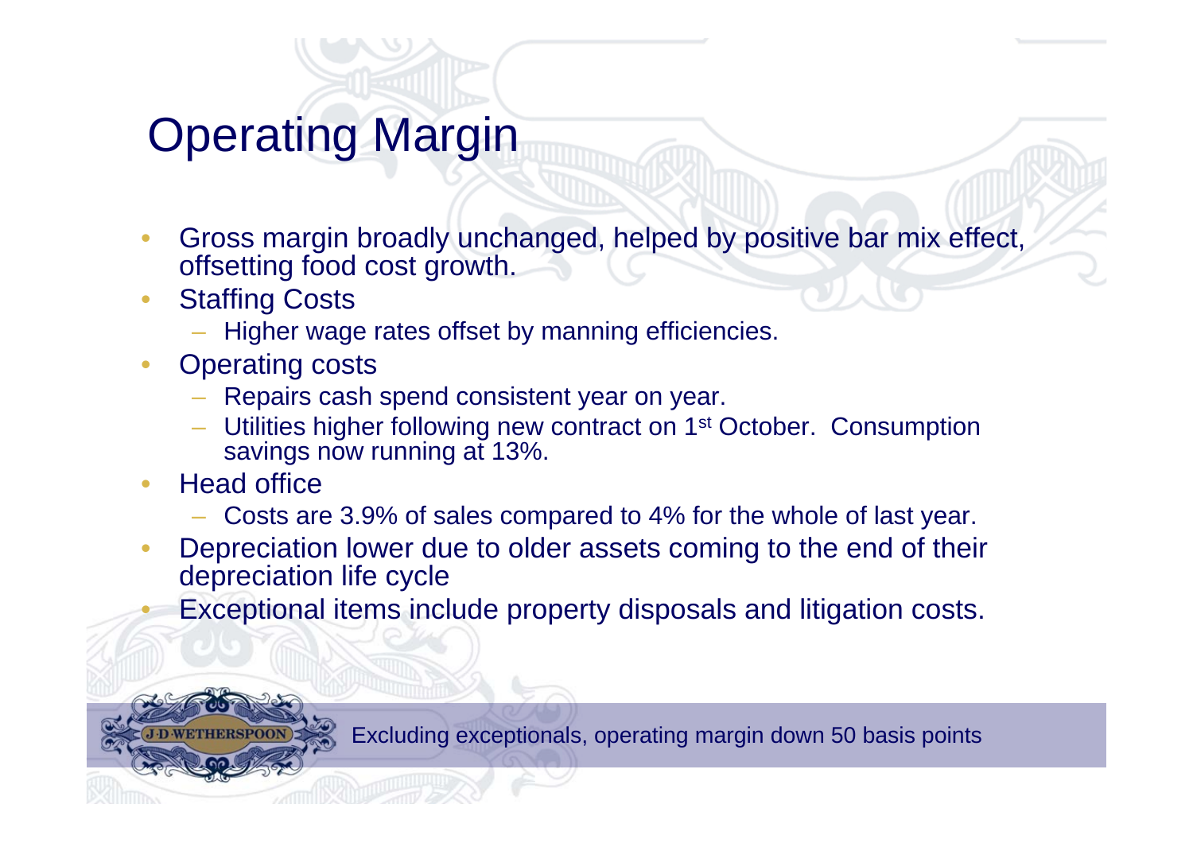# Operating Margin

- Gross margin broadly unchanged, helped by positive bar mix effect, offsetting food cost growth.
- Staffing Costs
  - Higher wage rates offset by manning efficiencies.
- Operating costs
  - Repairs cash spend consistent year on year.
  - Utilities higher following new contract on 1st October. Consumption savings now running at 13%.
- Head office
  - Costs are 3.9% of sales compared to 4% for the whole of last year.
- Depreciation lower due to older assets coming to the end of their depreciation life cycle
- Exceptional items include property disposals and litigation costs.

Excluding exceptionals, operating margin down 50 basis points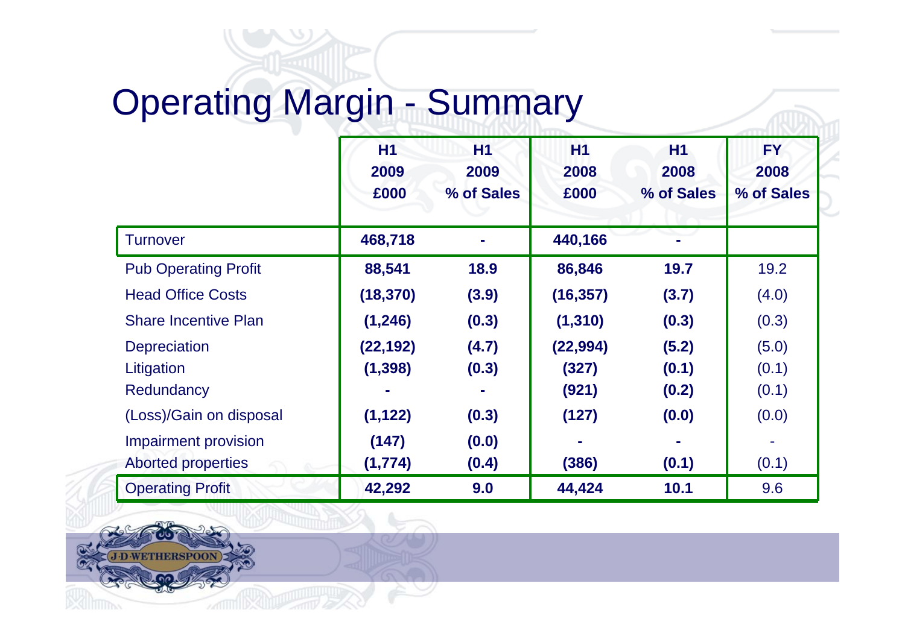# Operating Margin - Summary

| | H1 2009 £000 | H1 2009 % of Sales | H1 2008 £000 | H1 2008 % of Sales | FY 2008 % of Sales |
|---|---|---|---|---|---|
| Turnover | 468,718 | - | 440,166 | - | |
| Pub Operating Profit | 88,541 | 18.9 | 86,846 | 19.7 | 19.2 |
| Head Office Costs | (18,370) | (3.9) | (16,357) | (3.7) | (4.0) |
| Share Incentive Plan | (1,246) | (0.3) | (1,310) | (0.3) | (0.3) |
| Depreciation | (22,192) | (4.7) | (22,994) | (5.2) | (5.0) |
| Litigation | (1,398) | (0.3) | (327) | (0.1) | (0.1) |
| Redundancy | - | - | (921) | (0.2) | (0.1) |
| (Loss)/Gain on disposal | (1,122) | (0.3) | (127) | (0.0) | (0.0) |
| Impairment provision | (147) | (0.0) | - | - | - |
| Aborted properties | (1,774) | (0.4) | (386) | (0.1) | (0.1) |
| Operating Profit | 42,292 | 9.0 | 44,424 | 10.1 | 9.6 |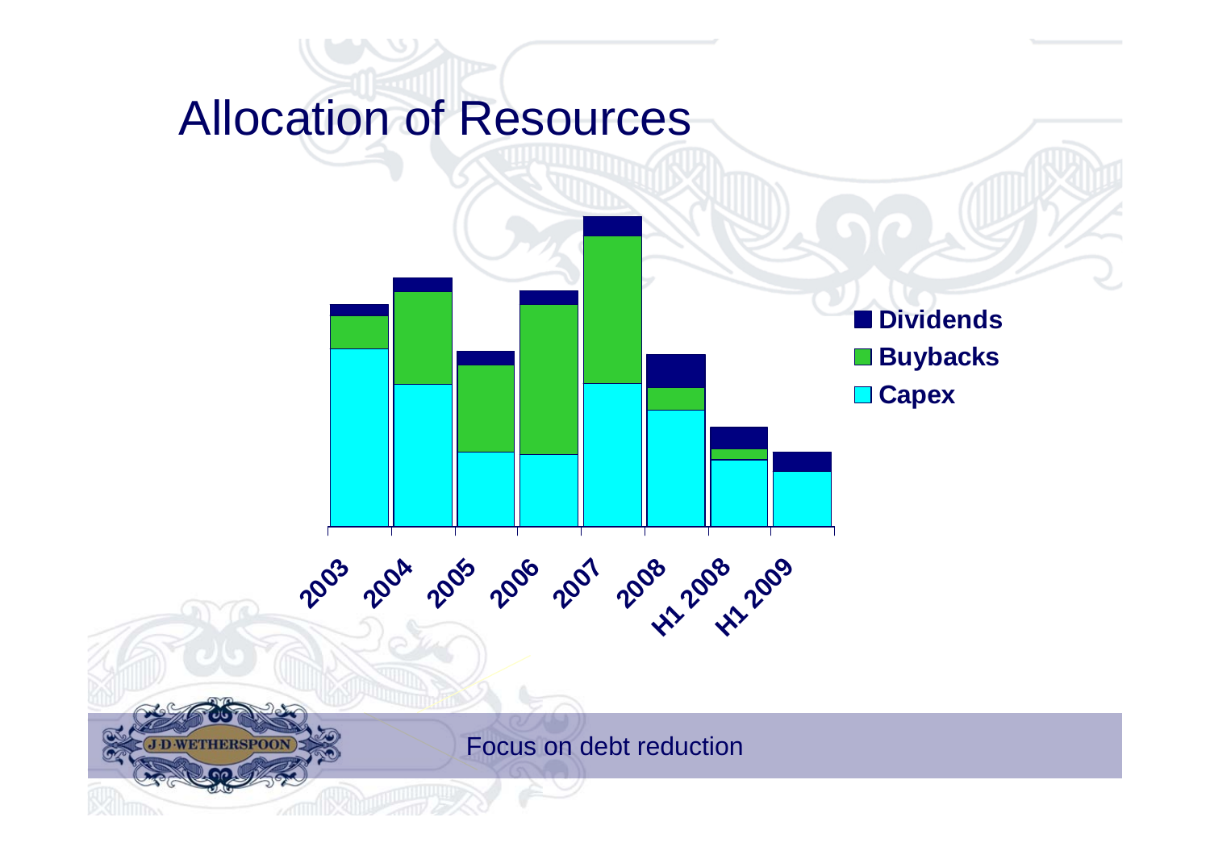# Allocation of Resources

Dividends
Buybacks
Capex

2003 2004 2005 2006 2007 2008 H1 2008 H1 2009

Focus on debt reduction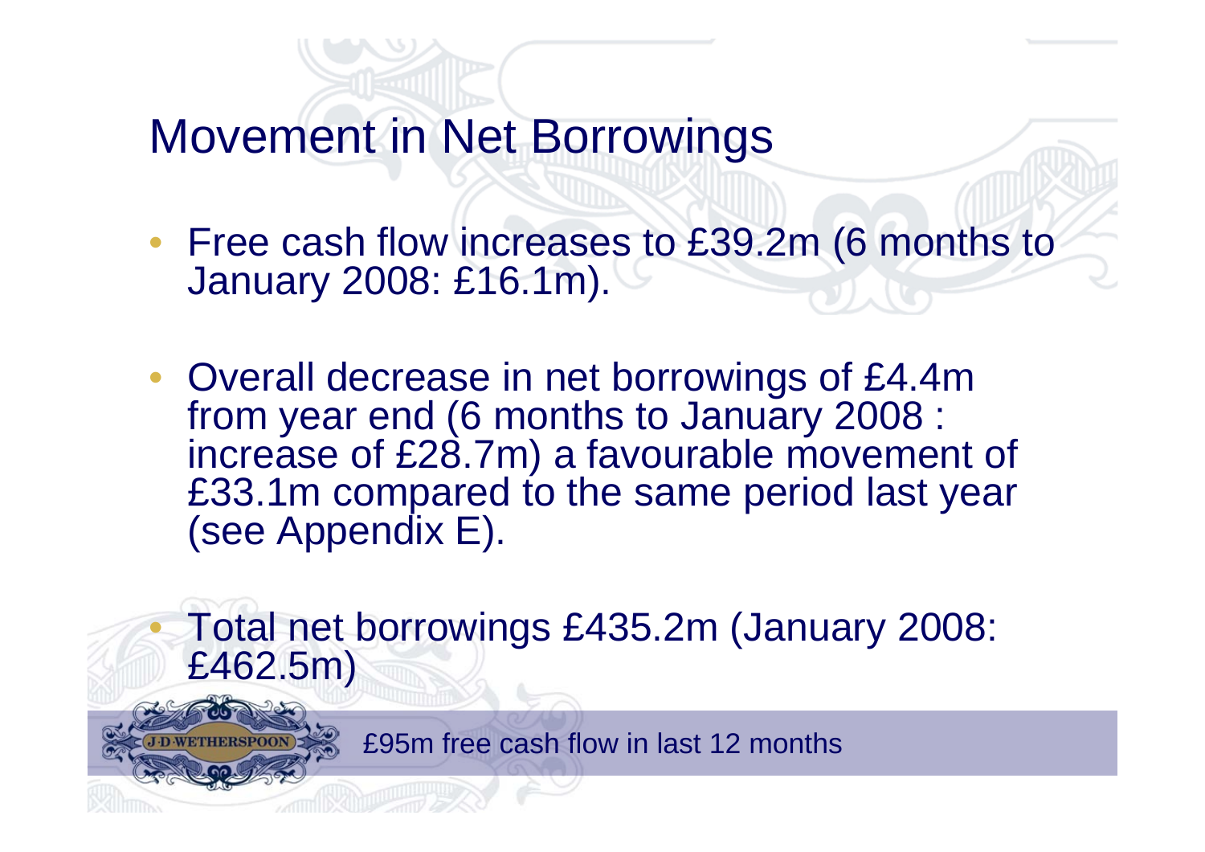# Movement in Net Borrowings

- Free cash flow increases to £39.2m (6 months to January 2008: £16.1m).
- Overall decrease in net borrowings of £4.4m from year end (6 months to January 2008 : increase of £28.7m) a favourable movement of £33.1m compared to the same period last year (see Appendix E).
- Total net borrowings £435.2m (January 2008: £462.5m)

£95m free cash flow in last 12 months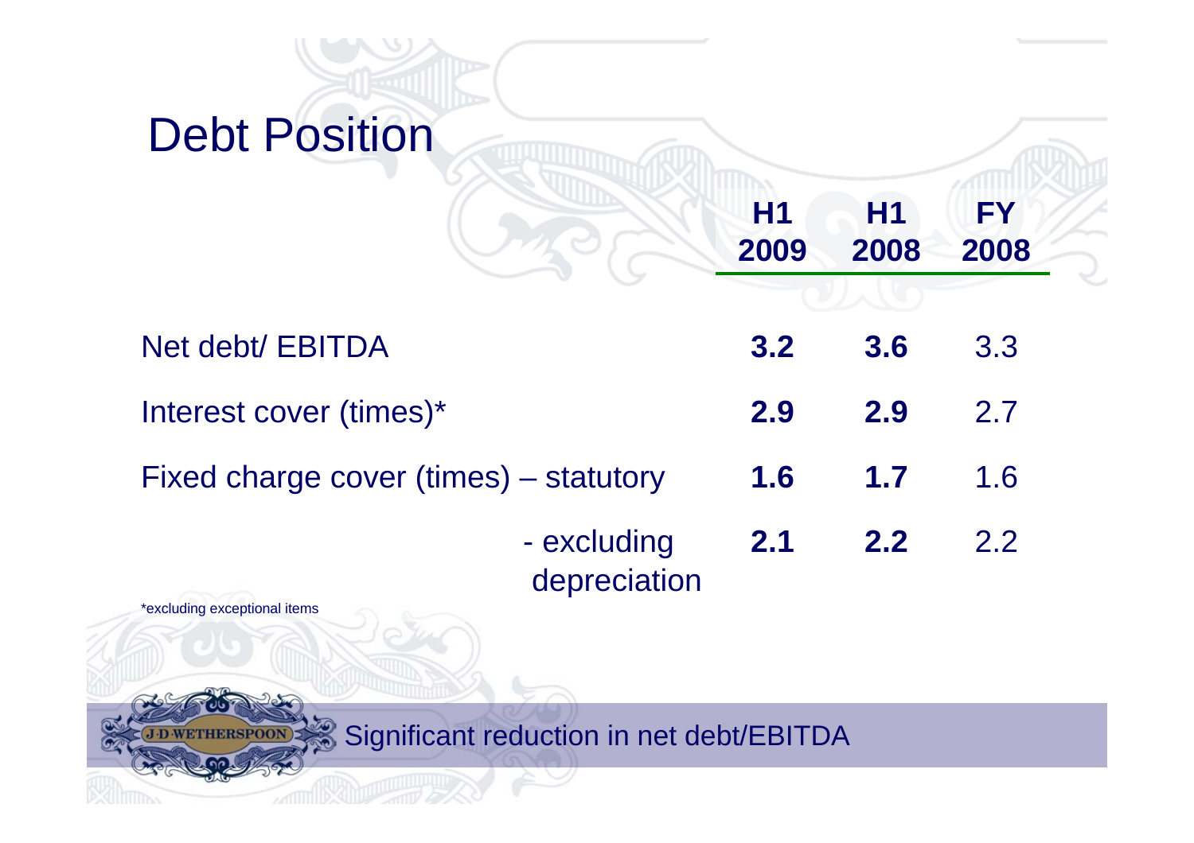# Debt Position

| | H1 2009 | H1 2008 | FY 2008 |
|---|---|---|---|
| Net debt/ EBITDA | **3.2** | **3.6** | 3.3 |
| Interest cover (times)* | **2.9** | **2.9** | 2.7 |
| Fixed charge cover (times) – statutory | **1.6** | **1.7** | 1.6 |
| - excluding depreciation | **2.1** | **2.2** | 2.2 |

*excluding exceptional items

Significant reduction in net debt/EBITDA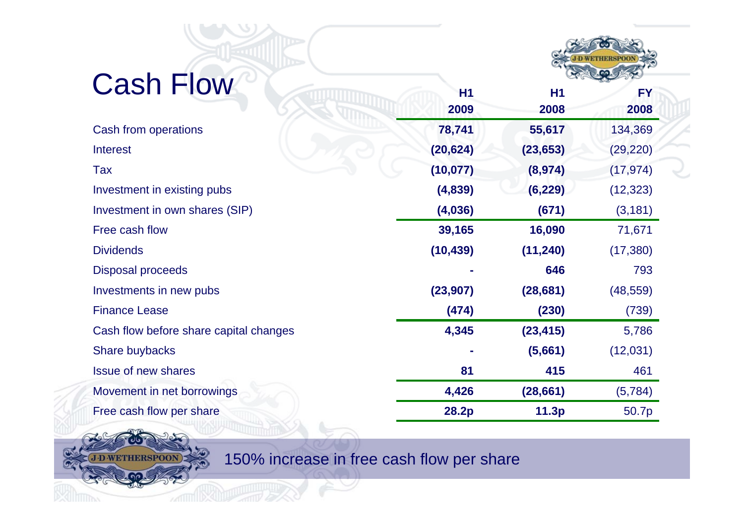# Cash Flow

| | H1 2009 | H1 2008 | FY 2008 |
|---|---|---|---|
| Cash from operations | **78,741** | **55,617** | 134,369 |
| Interest | **(20,624)** | **(23,653)** | (29,220) |
| Tax | **(10,077)** | **(8,974)** | (17,974) |
| Investment in existing pubs | **(4,839)** | **(6,229)** | (12,323) |
| Investment in own shares (SIP) | **(4,036)** | **(671)** | (3,181) |
| Free cash flow | **39,165** | **16,090** | 71,671 |
| Dividends | **(10,439)** | **(11,240)** | (17,380) |
| Disposal proceeds | **-** | **646** | 793 |
| Investments in new pubs | **(23,907)** | **(28,681)** | (48,559) |
| Finance Lease | **(474)** | **(230)** | (739) |
| Cash flow before share capital changes | **4,345** | **(23,415)** | 5,786 |
| Share buybacks | **-** | **(5,661)** | (12,031) |
| Issue of new shares | **81** | **415** | 461 |
| Movement in net borrowings | **4,426** | **(28,661)** | (5,784) |
| Free cash flow per share | **28.2p** | **11.3p** | 50.7p |

150% increase in free cash flow per share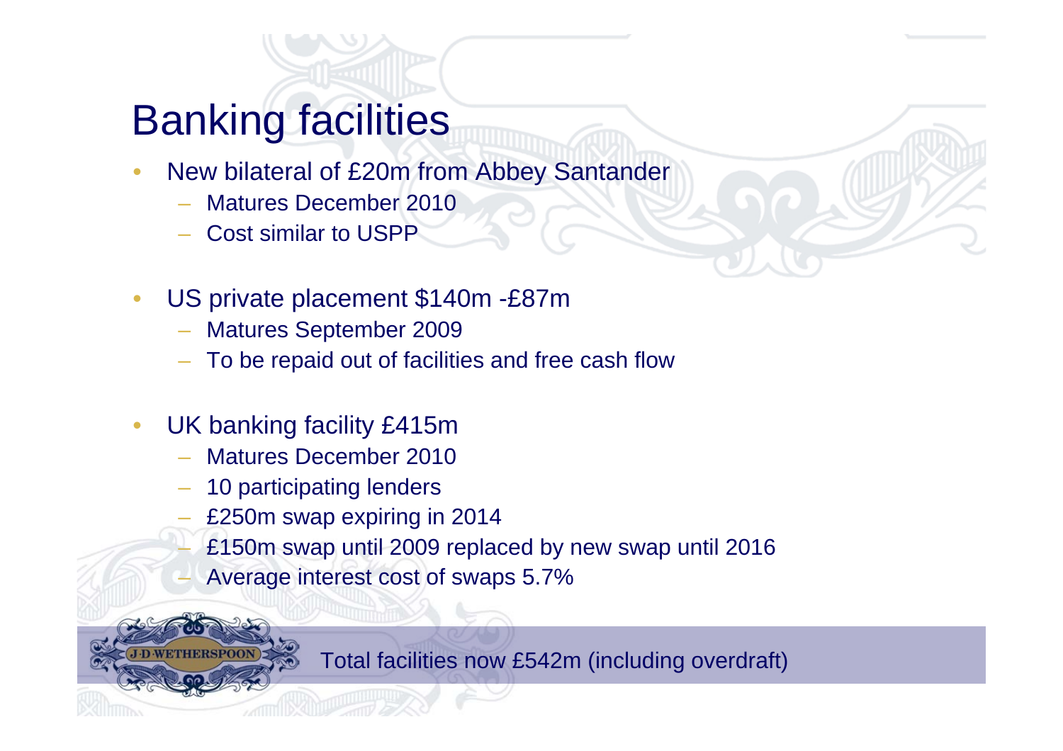# Banking facilities

- New bilateral of £20m from Abbey Santander
  - Matures December 2010
  - Cost similar to USPP

- US private placement $140m -£87m
  - Matures September 2009
  - To be repaid out of facilities and free cash flow

- UK banking facility £415m
  - Matures December 2010
  - 10 participating lenders
  - £250m swap expiring in 2014
  - £150m swap until 2009 replaced by new swap until 2016
  - Average interest cost of swaps 5.7%

Total facilities now £542m (including overdraft)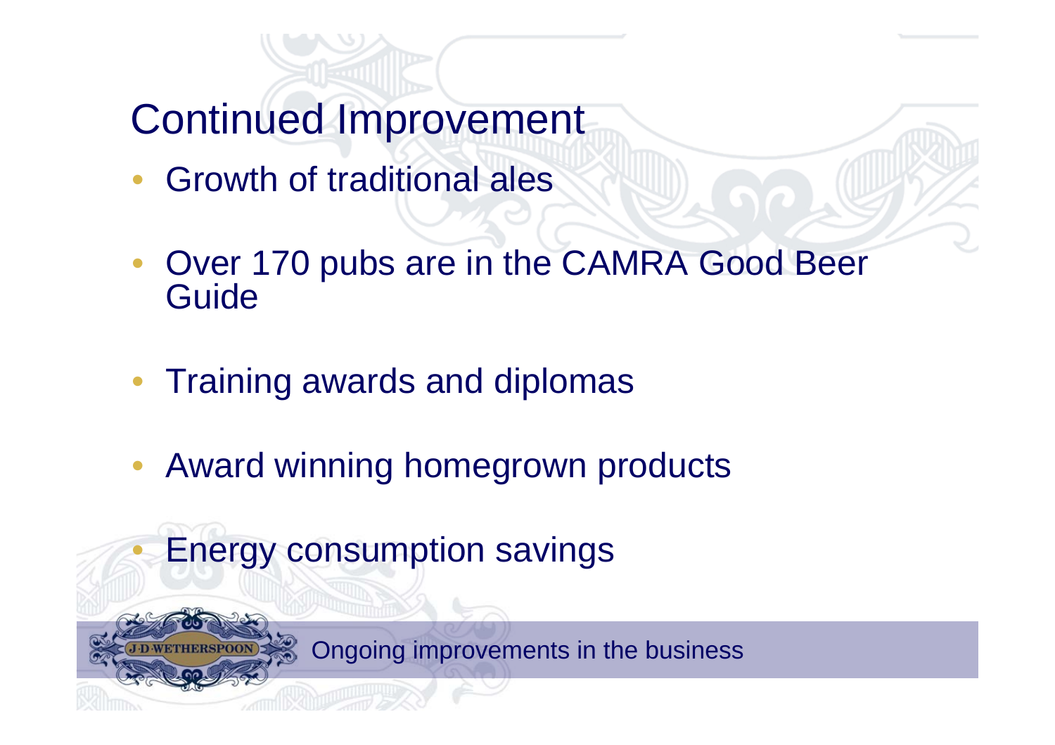# Continued Improvement

- Growth of traditional ales
- Over 170 pubs are in the CAMRA Good Beer Guide
- Training awards and diplomas
- Award winning homegrown products
- Energy consumption savings

Ongoing improvements in the business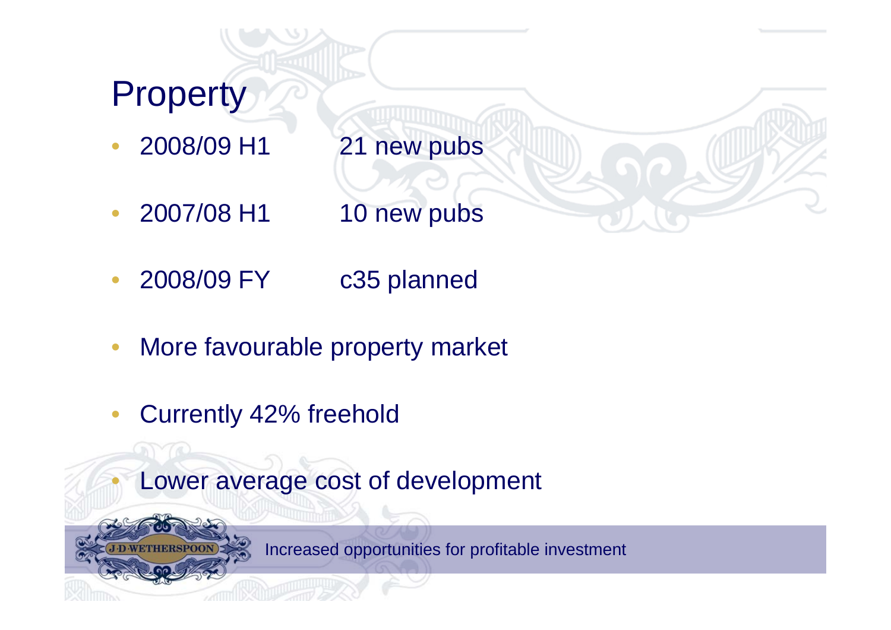# Property

- 2008/09 H1 21 new pubs
- 2007/08 H1 10 new pubs
- 2008/09 FY c35 planned
- More favourable property market
- Currently 42% freehold
- Lower average cost of development

Increased opportunities for profitable investment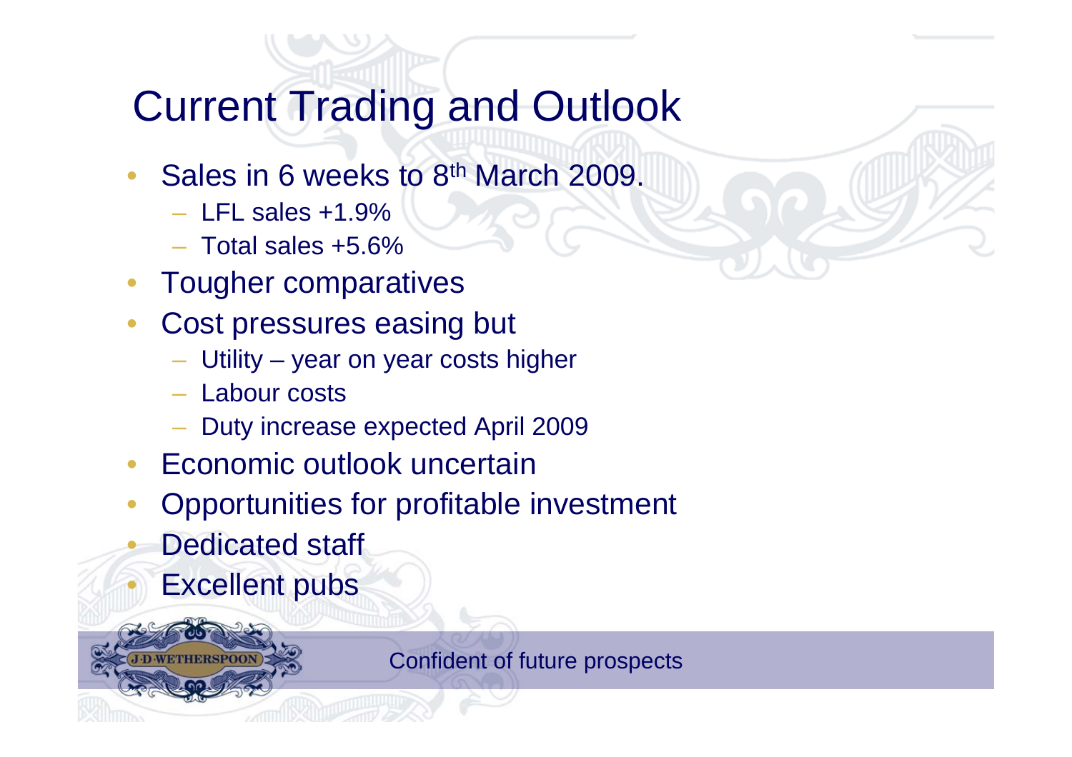# Current Trading and Outlook

- Sales in 6 weeks to 8th March 2009.
  - LFL sales +1.9%
  - Total sales +5.6%
- Tougher comparatives
- Cost pressures easing but
  - Utility – year on year costs higher
  - Labour costs
  - Duty increase expected April 2009
- Economic outlook uncertain
- Opportunities for profitable investment
- Dedicated staff
- Excellent pubs

Confident of future prospects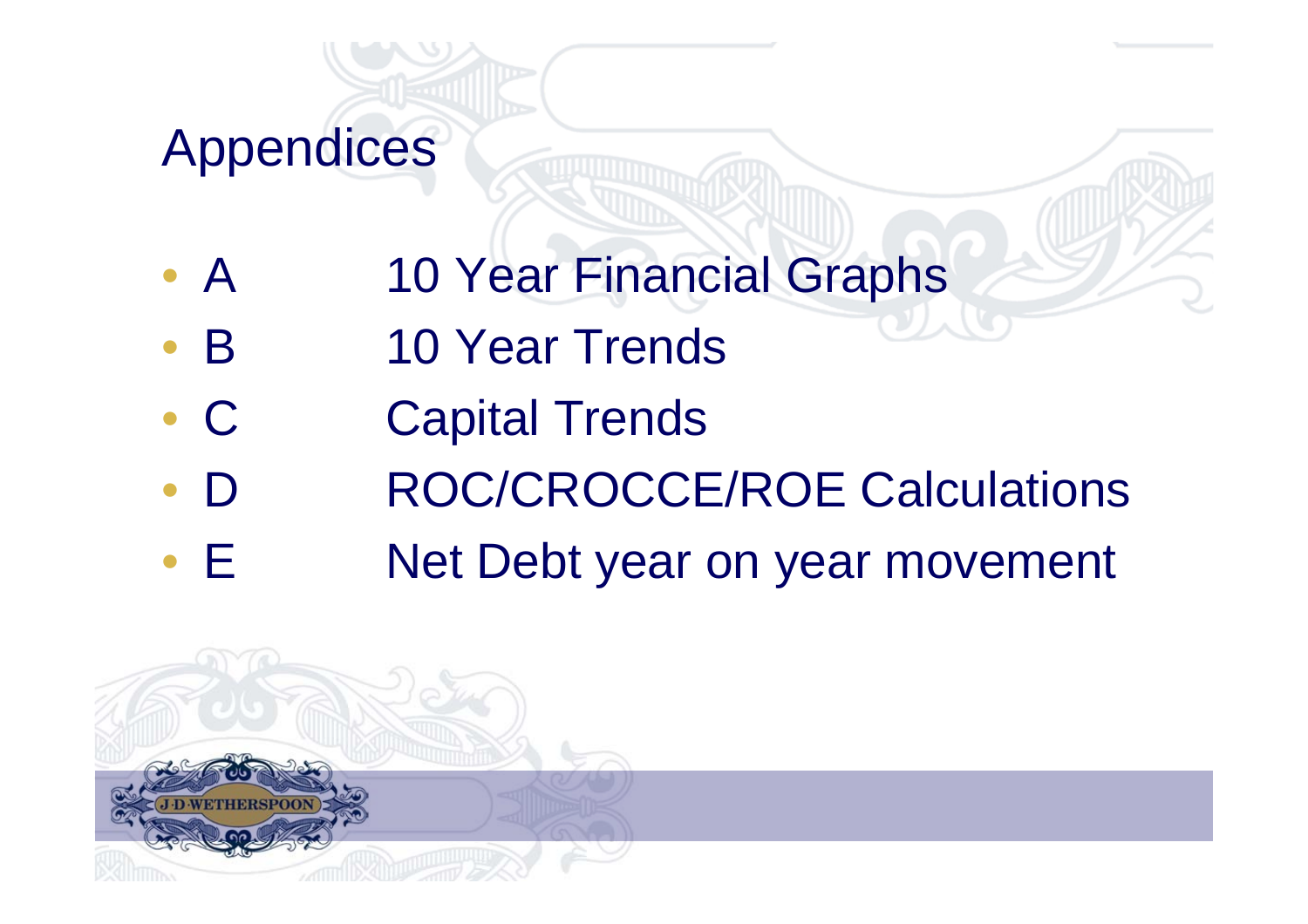# Appendices

- A 10 Year Financial Graphs
- B 10 Year Trends
- C Capital Trends
- D ROC/CROCCE/ROE Calculations
- E Net Debt year on year movement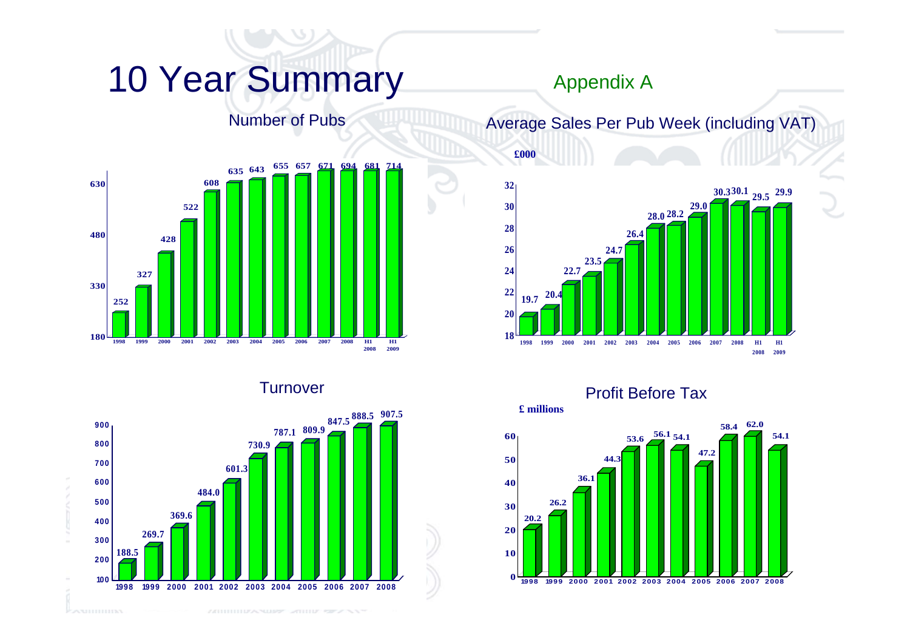# 10 Year Summary

Appendix A

## Number of Pubs

| 1998 | 1999 | 2000 | 2001 | 2002 | 2003 | 2004 | 2005 | 2006 | 2007 | 2008 | H1 2008 | H1 2009 |
|---|---|---|---|---|---|---|---|---|---|---|---|---|
| 252 | 327 | 428 | 522 | 608 | 635 | 643 | 655 | 657 | 671 | 694 | 681 | 714 |

## Average Sales Per Pub Week (including VAT)

£000

| 1998 | 1999 | 2000 | 2001 | 2002 | 2003 | 2004 | 2005 | 2006 | 2007 | 2008 | H1 2008 | H1 2009 |
|---|---|---|---|---|---|---|---|---|---|---|---|---|
| 19.7 | 20.4 | 22.7 | 23.5 | 24.7 | 26.4 | 28.0 | 28.2 | 29.0 | 30.3 | 30.1 | 29.5 | 29.9 |

## Turnover

| 1998 | 1999 | 2000 | 2001 | 2002 | 2003 | 2004 | 2005 | 2006 | 2007 | 2008 |
|---|---|---|---|---|---|---|---|---|---|---|
| 188.5 | 269.7 | 369.6 | 484.0 | 601.3 | 730.9 | 787.1 | 809.9 | 847.5 | 888.5 | 907.5 |

## Profit Before Tax

£ millions

| 1998 | 1999 | 2000 | 2001 | 2002 | 2003 | 2004 | 2005 | 2006 | 2007 | 2008 |
|---|---|---|---|---|---|---|---|---|---|---|
| 20.2 | 26.2 | 36.1 | 44.3 | 53.6 | 56.1 | 54.1 | 47.2 | 58.4 | 62.0 | 54.1 |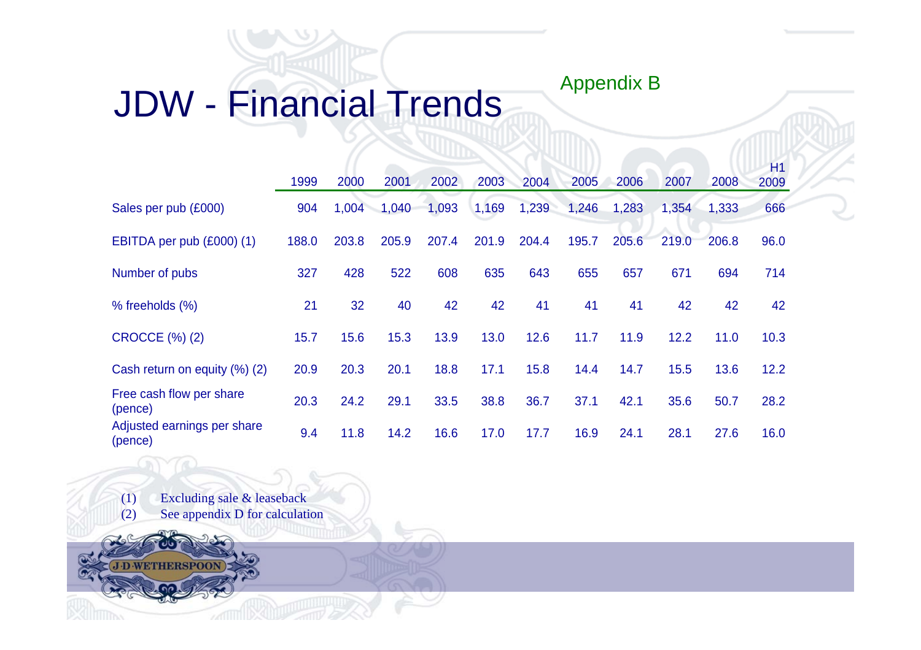# JDW - Financial Trends

Appendix B

| | 1999 | 2000 | 2001 | 2002 | 2003 | 2004 | 2005 | 2006 | 2007 | 2008 | H1 2009 |
|---|---|---|---|---|---|---|---|---|---|---|---|
| Sales per pub (£000) | 904 | 1,004 | 1,040 | 1,093 | 1,169 | 1,239 | 1,246 | 1,283 | 1,354 | 1,333 | 666 |
| EBITDA per pub (£000) (1) | 188.0 | 203.8 | 205.9 | 207.4 | 201.9 | 204.4 | 195.7 | 205.6 | 219.0 | 206.8 | 96.0 |
| Number of pubs | 327 | 428 | 522 | 608 | 635 | 643 | 655 | 657 | 671 | 694 | 714 |
| % freeholds (%) | 21 | 32 | 40 | 42 | 42 | 41 | 41 | 41 | 42 | 42 | 42 |
| CROCCE (%) (2) | 15.7 | 15.6 | 15.3 | 13.9 | 13.0 | 12.6 | 11.7 | 11.9 | 12.2 | 11.0 | 10.3 |
| Cash return on equity (%) (2) | 20.9 | 20.3 | 20.1 | 18.8 | 17.1 | 15.8 | 14.4 | 14.7 | 15.5 | 13.6 | 12.2 |
| Free cash flow per share (pence) | 20.3 | 24.2 | 29.1 | 33.5 | 38.8 | 36.7 | 37.1 | 42.1 | 35.6 | 50.7 | 28.2 |
| Adjusted earnings per share (pence) | 9.4 | 11.8 | 14.2 | 16.6 | 17.0 | 17.7 | 16.9 | 24.1 | 28.1 | 27.6 | 16.0 |

(1) Excluding sale & leaseback
(2) See appendix D for calculation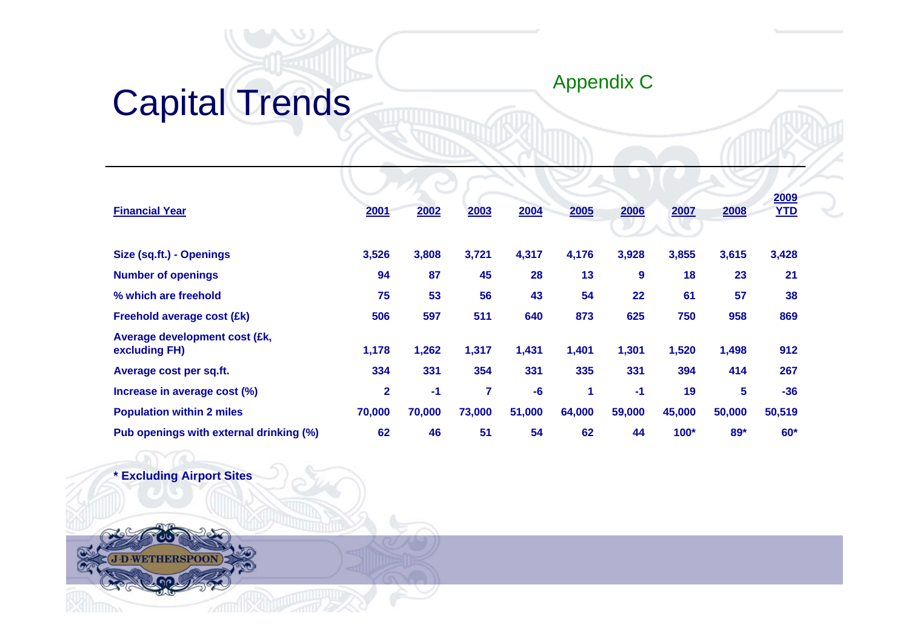# Capital Trends

Appendix C

| Financial Year | 2001 | 2002 | 2003 | 2004 | 2005 | 2006 | 2007 | 2008 | 2009 YTD |
|---|---|---|---|---|---|---|---|---|---|
| **Size (sq.ft.) - Openings** | **3,526** | **3,808** | **3,721** | **4,317** | **4,176** | **3,928** | **3,855** | **3,615** | **3,428** |
| **Number of openings** | **94** | **87** | **45** | **28** | **13** | **9** | **18** | **23** | **21** |
| **% which are freehold** | **75** | **53** | **56** | **43** | **54** | **22** | **61** | **57** | **38** |
| **Freehold average cost (£k)** | **506** | **597** | **511** | **640** | **873** | **625** | **750** | **958** | **869** |
| **Average development cost (£k, excluding FH)** | **1,178** | **1,262** | **1,317** | **1,431** | **1,401** | **1,301** | **1,520** | **1,498** | **912** |
| **Average cost per sq.ft.** | **334** | **331** | **354** | **331** | **335** | **331** | **394** | **414** | **267** |
| **Increase in average cost (%)** | **2** | **-1** | **7** | **-6** | **1** | **-1** | **19** | **5** | **-36** |
| **Population within 2 miles** | **70,000** | **70,000** | **73,000** | **51,000** | **64,000** | **59,000** | **45,000** | **50,000** | **50,519** |
| **Pub openings with external drinking (%)** | **62** | **46** | **51** | **54** | **62** | **44** | **100*** | **89*** | **60*** |

**\* Excluding Airport Sites**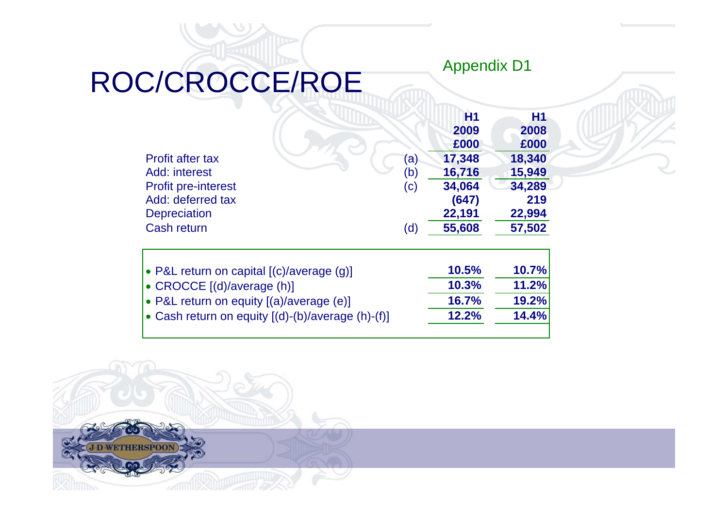# ROC/CROCCE/ROE

Appendix D1

| | | H1 2009 £000 | H1 2008 £000 |
|---|---|---|---|
| Profit after tax | (a) | 17,348 | 18,340 |
| Add: interest | (b) | 16,716 | 15,949 |
| Profit pre-interest | (c) | 34,064 | 34,289 |
| Add: deferred tax | | (647) | 219 |
| Depreciation | | 22,191 | 22,994 |
| Cash return | (d) | 55,608 | 57,502 |

| | H1 2009 | H1 2008 |
|---|---|---|
| • P&L return on capital [(c)/average (g)] | 10.5% | 10.7% |
| • CROCCE [(d)/average (h)] | 10.3% | 11.2% |
| • P&L return on equity [(a)/average (e)] | 16.7% | 19.2% |
| • Cash return on equity [(d)-(b)/average (h)-(f)] | 12.2% | 14.4% |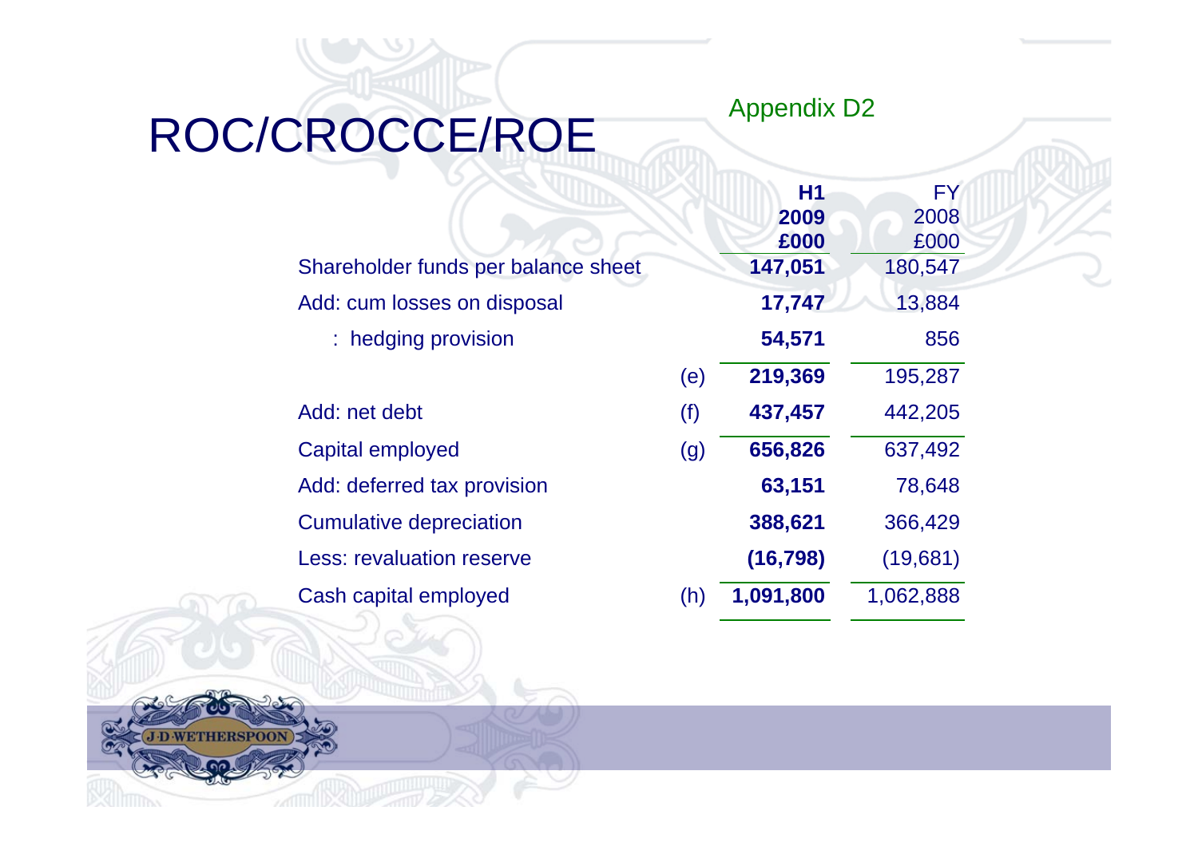# ROC/CROCCE/ROE

Appendix D2

| | | H1 2009 £000 | FY 2008 £000 |
|---|---|---|---|
| Shareholder funds per balance sheet | | **147,051** | 180,547 |
| Add: cum losses on disposal | | **17,747** | 13,884 |
| : hedging provision | | **54,571** | 856 |
| | (e) | **219,369** | 195,287 |
| Add: net debt | (f) | **437,457** | 442,205 |
| Capital employed | (g) | **656,826** | 637,492 |
| Add: deferred tax provision | | **63,151** | 78,648 |
| Cumulative depreciation | | **388,621** | 366,429 |
| Less: revaluation reserve | | **(16,798)** | (19,681) |
| Cash capital employed | (h) | **1,091,800** | 1,062,888 |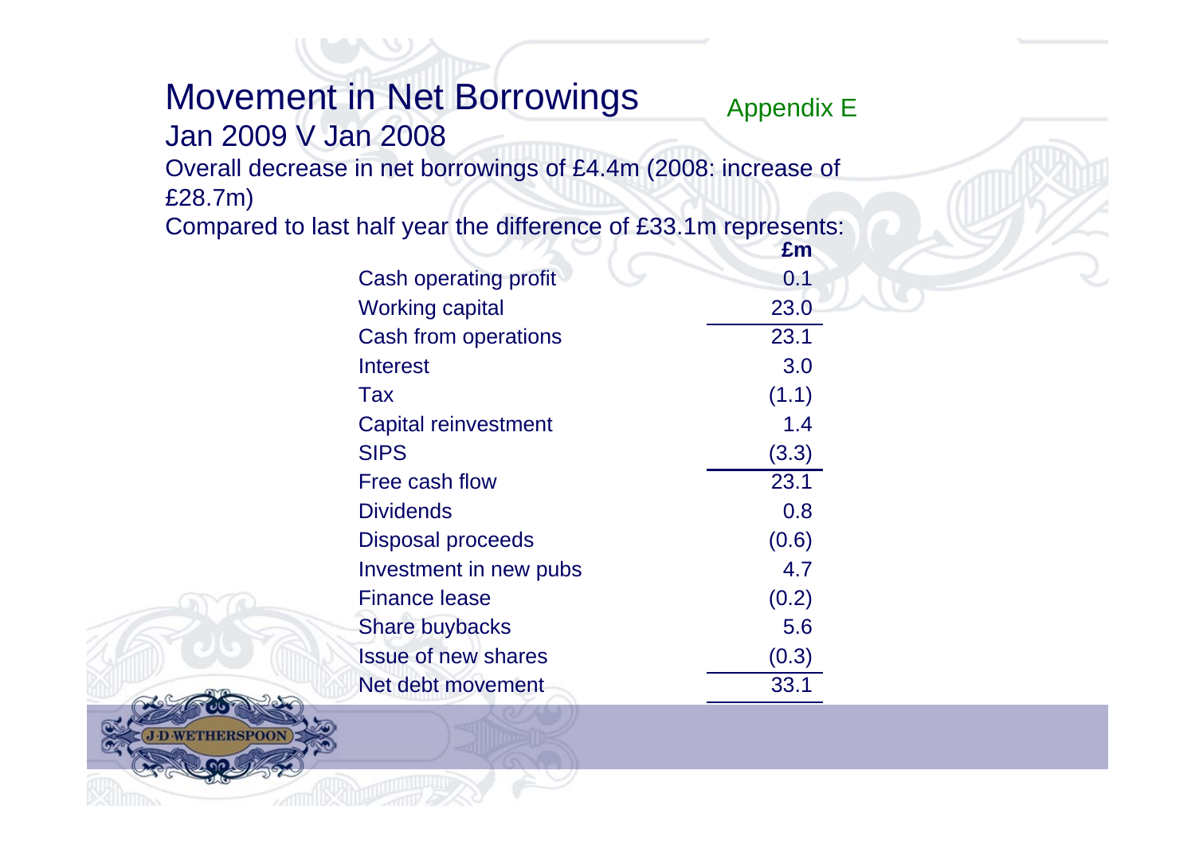# Movement in Net Borrowings

Appendix E

## Jan 2009 V Jan 2008

Overall decrease in net borrowings of £4.4m (2008: increase of £28.7m)

Compared to last half year the difference of £33.1m represents:

| | £m |
|---|---|
| Cash operating profit | 0.1 |
| Working capital | 23.0 |
| Cash from operations | 23.1 |
| Interest | 3.0 |
| Tax | (1.1) |
| Capital reinvestment | 1.4 |
| SIPS | (3.3) |
| Free cash flow | 23.1 |
| Dividends | 0.8 |
| Disposal proceeds | (0.6) |
| Investment in new pubs | 4.7 |
| Finance lease | (0.2) |
| Share buybacks | 5.6 |
| Issue of new shares | (0.3) |
| Net debt movement | 33.1 |